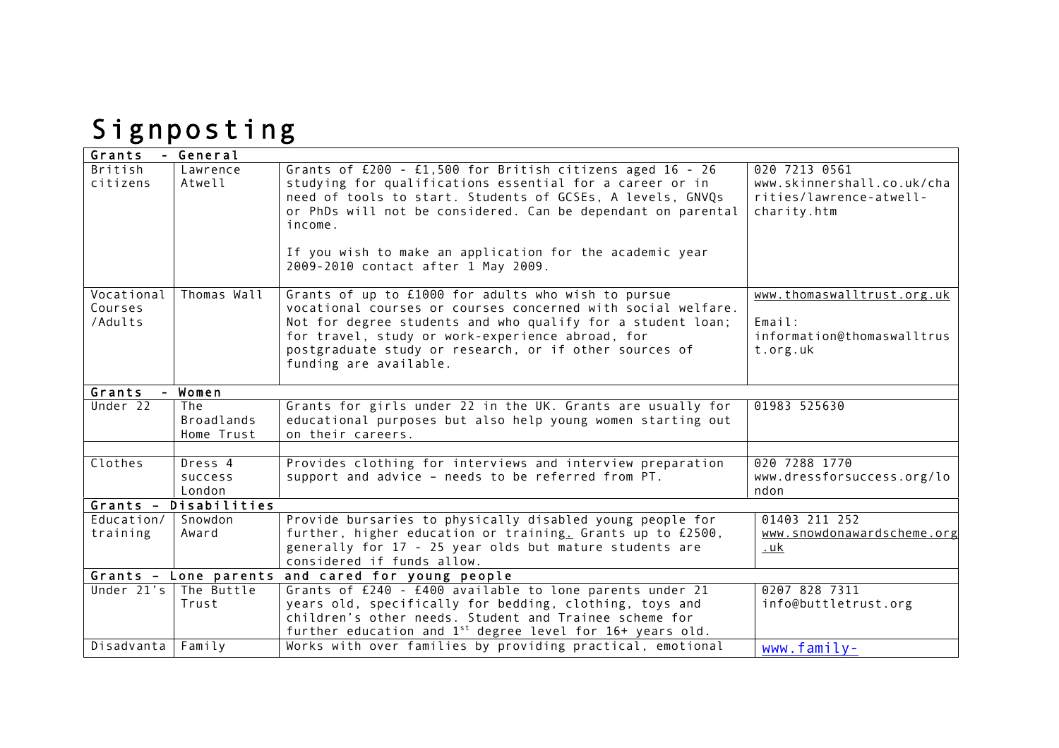# Signposting

| Grants - General | | | |
|---|---|---|---|
| British citizens | Lawrence Atwell | Grants of £200 - £1,500 for British citizens aged 16 - 26 studying for qualifications essential for a career or in need of tools to start. Students of GCSEs, A levels, GNVQs or PhDs will not be considered. Can be dependant on parental income.<br><br>If you wish to make an application for the academic year 2009-2010 contact after 1 May 2009. | 020 7213 0561<br>www.skinnershall.co.uk/charities/lawrence-atwell-charity.htm |
| Vocational Courses /Adults | Thomas Wall | Grants of up to £1000 for adults who wish to pursue vocational courses or courses concerned with social welfare. Not for degree students and who qualify for a student loan; for travel, study or work-experience abroad, for postgraduate study or research, or if other sources of funding are available. | www.thomaswalltrust.org.uk<br><br>Email:<br>information@thomaswalltrust.org.uk |
| **Grants - Women** | | | |
| Under 22 | The Broadlands Home Trust | Grants for girls under 22 in the UK. Grants are usually for educational purposes but also help young women starting out on their careers. | 01983 525630 |
| | | | |
| Clothes | Dress 4 success London | Provides clothing for interviews and interview preparation support and advice – needs to be referred from PT. | 020 7288 1770<br>www.dressforsuccess.org/london |
| **Grants - Disabilities** | | | |
| Education/ training | Snowdon Award | Provide bursaries to physically disabled young people for further, higher education or training. Grants up to £2500, generally for 17 - 25 year olds but mature students are considered if funds allow. | 01403 211 252<br>www.snowdonawardscheme.org.uk |
| **Grants - Lone parents and cared for young people** | | | |
| Under 21's | The Buttle Trust | Grants of £240 - £400 available to lone parents under 21 years old, specifically for bedding, clothing, toys and children's other needs. Student and Trainee scheme for further education and 1st degree level for 16+ years old. | 0207 828 7311<br>info@buttletrust.org |
| Disadvanta | Family | Works with over families by providing practical, emotional | www.family- |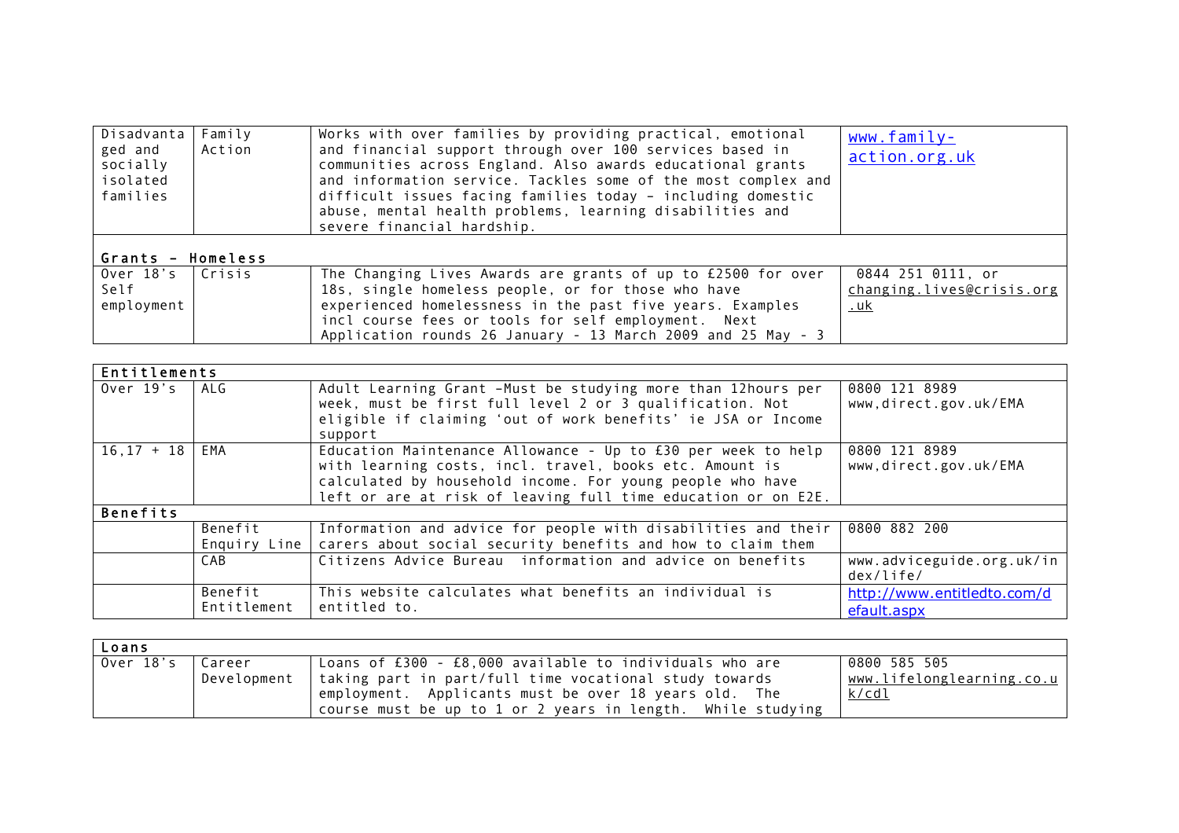| Disadvantaged and socially isolated families | Family Action | Works with over families by providing practical, emotional and financial support through over 100 services based in communities across England. Also awards educational grants and information service. Tackles some of the most complex and difficult issues facing families today – including domestic abuse, mental health problems, learning disabilities and severe financial hardship. | www.family-action.org.uk |
|---|---|---|---|
| **Grants – Homeless** | | | |
| Over 18's Self employment | Crisis | The Changing Lives Awards are grants of up to £2500 for over 18s, single homeless people, or for those who have experienced homelessness in the past five years. Examples incl course fees or tools for self employment. Next Application rounds 26 January - 13 March 2009 and 25 May - 3 | 0844 251 0111, or changing.lives@crisis.org.uk |

| **Entitlements** | | | |
|---|---|---|---|
| Over 19's | ALG | Adult Learning Grant –Must be studying more than 12hours per week, must be first full level 2 or 3 qualification. Not eligible if claiming 'out of work benefits' ie JSA or Income support | 0800 121 8989 www,direct.gov.uk/EMA |
| 16,17 + 18 | EMA | Education Maintenance Allowance - Up to £30 per week to help with learning costs, incl. travel, books etc. Amount is calculated by household income. For young people who have left or are at risk of leaving full time education or on E2E. | 0800 121 8989 www,direct.gov.uk/EMA |
| **Benefits** | | | |
| | Benefit Enquiry Line | Information and advice for people with disabilities and their carers about social security benefits and how to claim them | 0800 882 200 |
| | CAB | Citizens Advice Bureau information and advice on benefits | www.adviceguide.org.uk/index/life/ |
| | Benefit Entitlement | This website calculates what benefits an individual is entitled to. | http://www.entitledto.com/default.aspx |

| **Loans** | | | |
|---|---|---|---|
| Over 18's | Career Development | Loans of £300 - £8,000 available to individuals who are taking part in part/full time vocational study towards employment. Applicants must be over 18 years old. The course must be up to 1 or 2 years in length. While studying | 0800 585 505 www.lifelonglearning.co.uk/cdl |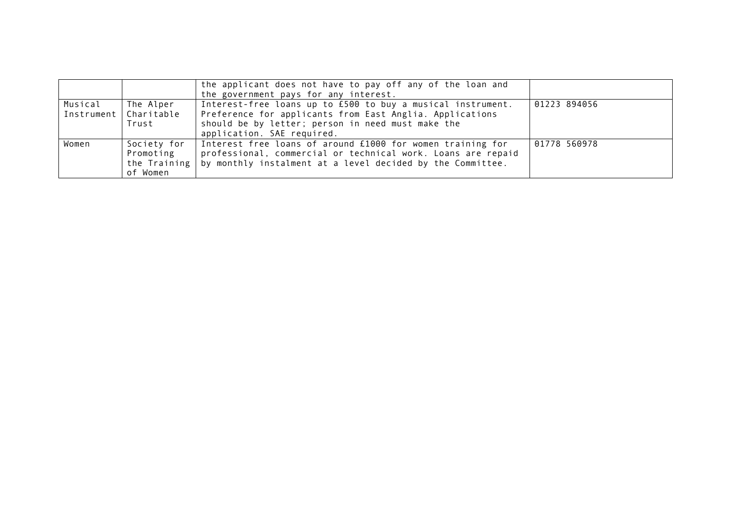| | | | |
|---|---|---|---|
| | | the applicant does not have to pay off any of the loan and the government pays for any interest. | |
| Musical Instrument | The Alper Charitable Trust | Interest-free loans up to £500 to buy a musical instrument. Preference for applicants from East Anglia. Applications should be by letter; person in need must make the application. SAE required. | 01223 894056 |
| Women | Society for Promoting the Training of Women | Interest free loans of around £1000 for women training for professional, commercial or technical work. Loans are repaid by monthly instalment at a level decided by the Committee. | 01778 560978 |